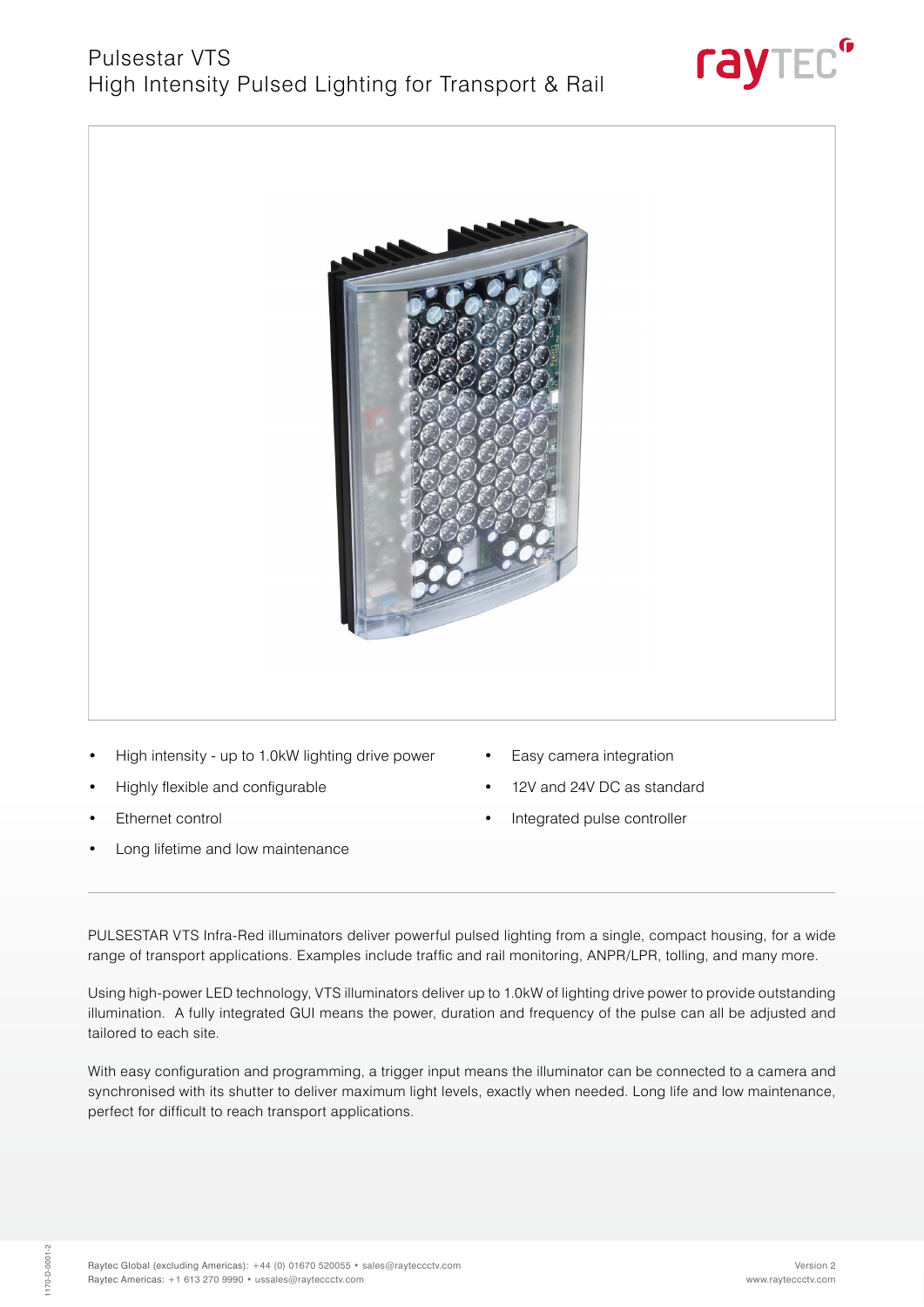# Pulsestar VTS
## High Intensity Pulsed Lighting for Transport & Rail

- High intensity - up to 1.0kW lighting drive power
- Highly flexible and configurable
- Ethernet control
- Long lifetime and low maintenance
- Easy camera integration
- 12V and 24V DC as standard
- Integrated pulse controller

PULSESTAR VTS Infra-Red illuminators deliver powerful pulsed lighting from a single, compact housing, for a wide range of transport applications. Examples include traffic and rail monitoring, ANPR/LPR, tolling, and many more.

Using high-power LED technology, VTS illuminators deliver up to 1.0kW of lighting drive power to provide outstanding illumination. A fully integrated GUI means the power, duration and frequency of the pulse can all be adjusted and tailored to each site.

With easy configuration and programming, a trigger input means the illuminator can be connected to a camera and synchronised with its shutter to deliver maximum light levels, exactly when needed. Long life and low maintenance, perfect for difficult to reach transport applications.

Raytec Global (excluding Americas): +44 (0) 01670 520055 • sales@rayteccctv.com
Raytec Americas: +1 613 270 9990 • ussales@rayteccctv.com

Version 2
www.rayteccctv.com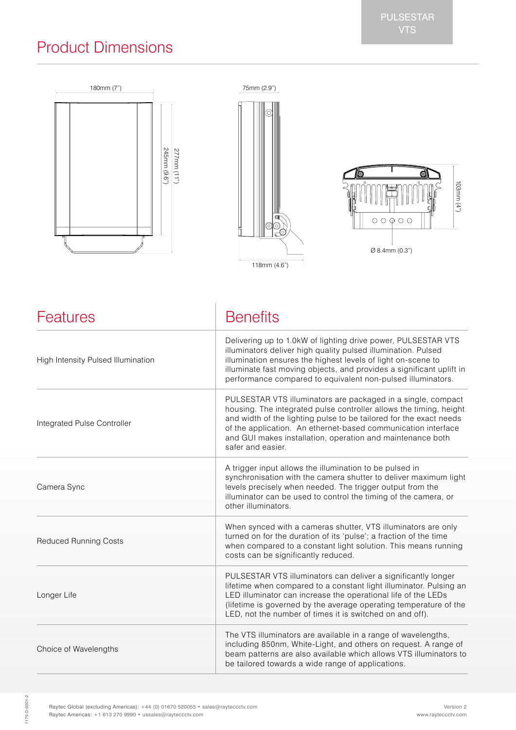## Product Dimensions

180mm (7")

277mm (11")

245mm (9.6")

75mm (2.9")

118mm (4.6")

103mm (4")

Ø 8.4mm (0.3")

| Features | Benefits |
|---|---|
| High Intensity Pulsed Illumination | Delivering up to 1.0kW of lighting drive power, PULSESTAR VTS illuminators deliver high quality pulsed illumination. Pulsed illumination ensures the highest levels of light on-scene to illuminate fast moving objects, and provides a significant uplift in performance compared to equivalent non-pulsed illuminators. |
| Integrated Pulse Controller | PULSESTAR VTS illuminators are packaged in a single, compact housing. The integrated pulse controller allows the timing, height and width of the lighting pulse to be tailored for the exact needs of the application. An ethernet-based communication interface and GUI makes installation, operation and maintenance both safer and easier. |
| Camera Sync | A trigger input allows the illumination to be pulsed in synchronisation with the camera shutter to deliver maximum light levels precisely when needed. The trigger output from the illuminator can be used to control the timing of the camera, or other illuminators. |
| Reduced Running Costs | When synced with a cameras shutter, VTS illuminators are only turned on for the duration of its 'pulse'; a fraction of the time when compared to a constant light solution. This means running costs can be significantly reduced. |
| Longer Life | PULSESTAR VTS illuminators can deliver a significantly longer lifetime when compared to a constant light illuminator. Pulsing an LED illuminator can increase the operational life of the LEDs (lifetime is governed by the average operating temperature of the LED, not the number of times it is switched on and off). |
| Choice of Wavelengths | The VTS illuminators are available in a range of wavelengths, including 850nm, White-Light, and others on request. A range of beam patterns are also available which allows VTS illuminators to be tailored towards a wide range of applications. |

Raytec Global (excluding Americas): +44 (0) 01670 520055 • sales@rayteccctv.com
Raytec Americas: +1 613 270 9990 • ussales@rayteccctv.com

Version 2
www.rayteccctv.com

1170-D-0001-2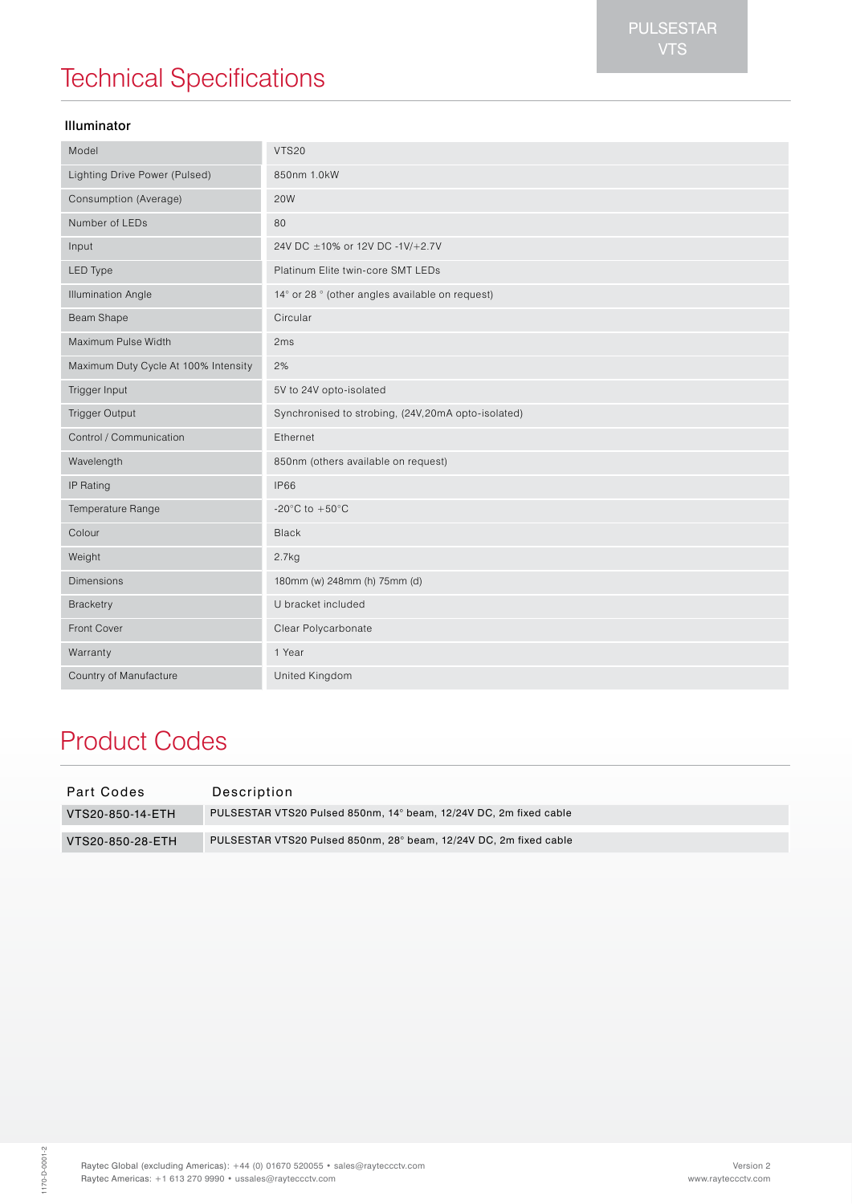# Technical Specifications

### Illuminator

| | |
|---|---|
| Model | VTS20 |
| Lighting Drive Power (Pulsed) | 850nm 1.0kW |
| Consumption (Average) | 20W |
| Number of LEDs | 80 |
| Input | 24V DC ±10% or 12V DC -1V/+2.7V |
| LED Type | Platinum Elite twin-core SMT LEDs |
| Illumination Angle | 14° or 28 ° (other angles available on request) |
| Beam Shape | Circular |
| Maximum Pulse Width | 2ms |
| Maximum Duty Cycle At 100% Intensity | 2% |
| Trigger Input | 5V to 24V opto-isolated |
| Trigger Output | Synchronised to strobing, (24V,20mA opto-isolated) |
| Control / Communication | Ethernet |
| Wavelength | 850nm (others available on request) |
| IP Rating | IP66 |
| Temperature Range | -20°C to +50°C |
| Colour | Black |
| Weight | 2.7kg |
| Dimensions | 180mm (w) 248mm (h) 75mm (d) |
| Bracketry | U bracket included |
| Front Cover | Clear Polycarbonate |
| Warranty | 1 Year |
| Country of Manufacture | United Kingdom |

# Product Codes

| Part Codes | Description |
|---|---|
| VTS20-850-14-ETH | PULSESTAR VTS20 Pulsed 850nm, 14° beam, 12/24V DC, 2m fixed cable |
| VTS20-850-28-ETH | PULSESTAR VTS20 Pulsed 850nm, 28° beam, 12/24V DC, 2m fixed cable |

Raytec Global (excluding Americas): +44 (0) 01670 520055 • sales@rayteccctv.com
Raytec Americas: +1 613 270 9990 • ussales@rayteccctv.com

Version 2
www.rayteccctv.com